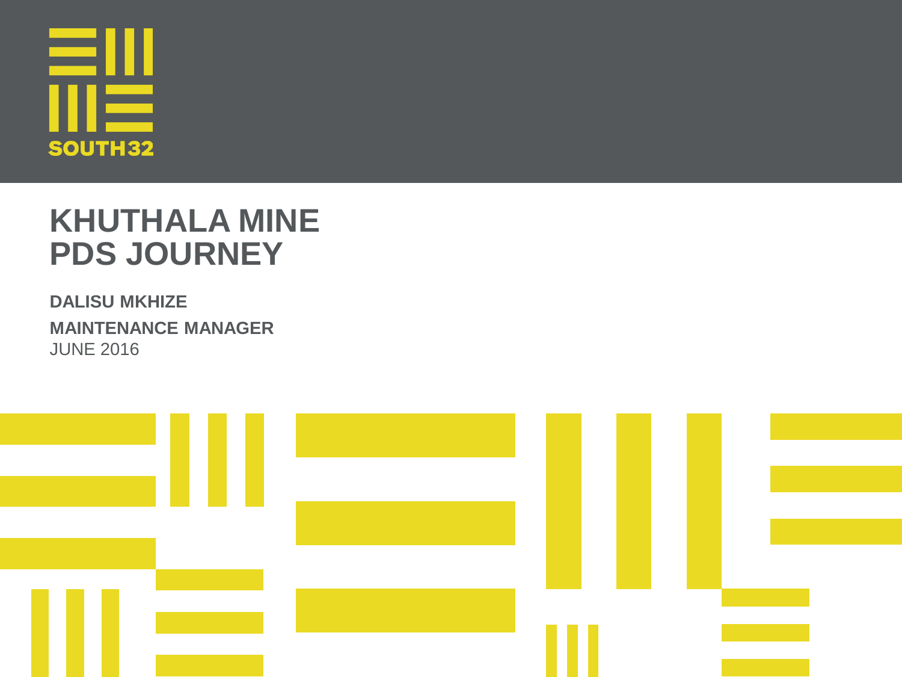SOUTH32

# KHUTHALA MINE PDS JOURNEY

**DALISU MKHIZE**

**MAINTENANCE MANAGER**

JUNE 2016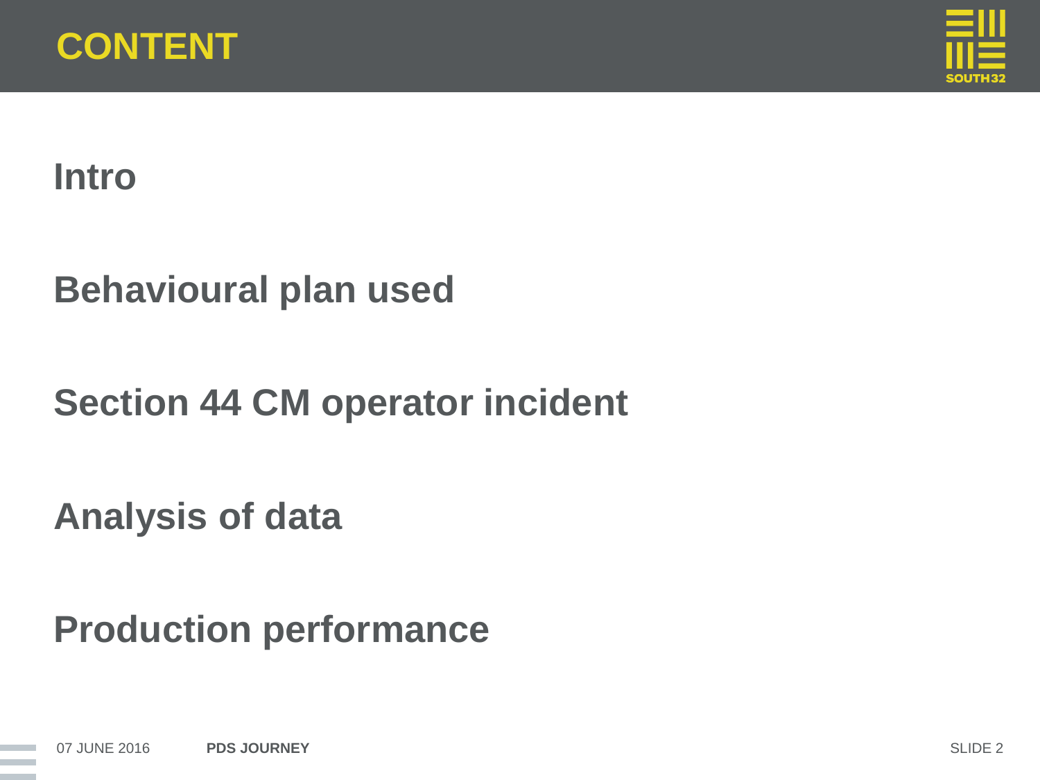# CONTENT

**Intro**

**Behavioural plan used**

**Section 44 CM operator incident**

**Analysis of data**

**Production performance**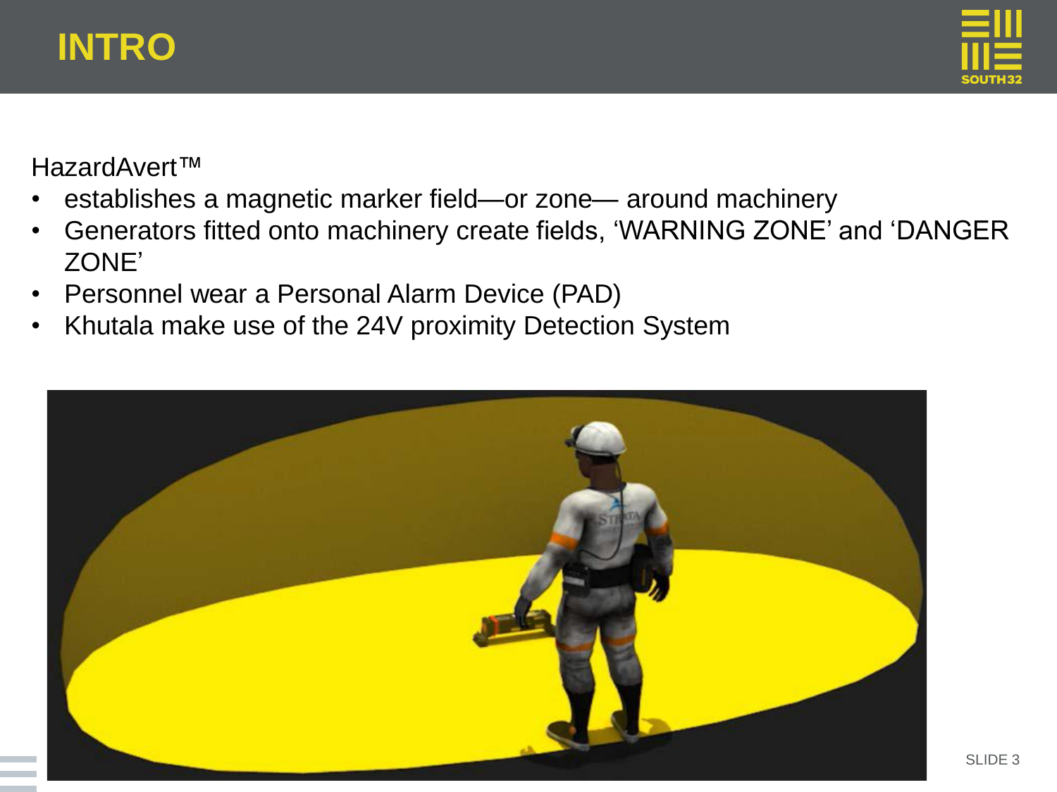# INTRO

HazardAvert™

- establishes a magnetic marker field—or zone— around machinery
- Generators fitted onto machinery create fields, 'WARNING ZONE' and 'DANGER ZONE'
- Personnel wear a Personal Alarm Device (PAD)
- Khutala make use of the 24V proximity Detection System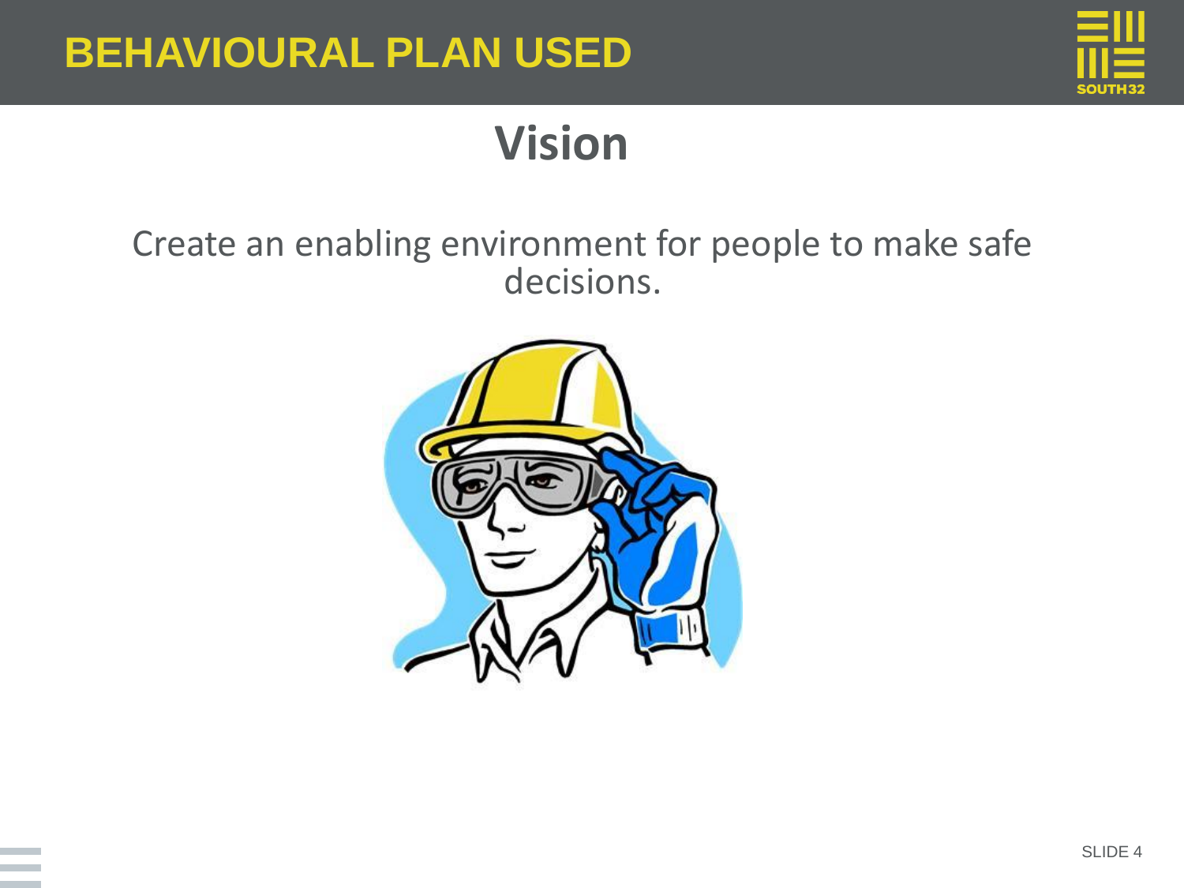# BEHAVIOURAL PLAN USED

## Vision

Create an enabling environment for people to make safe decisions.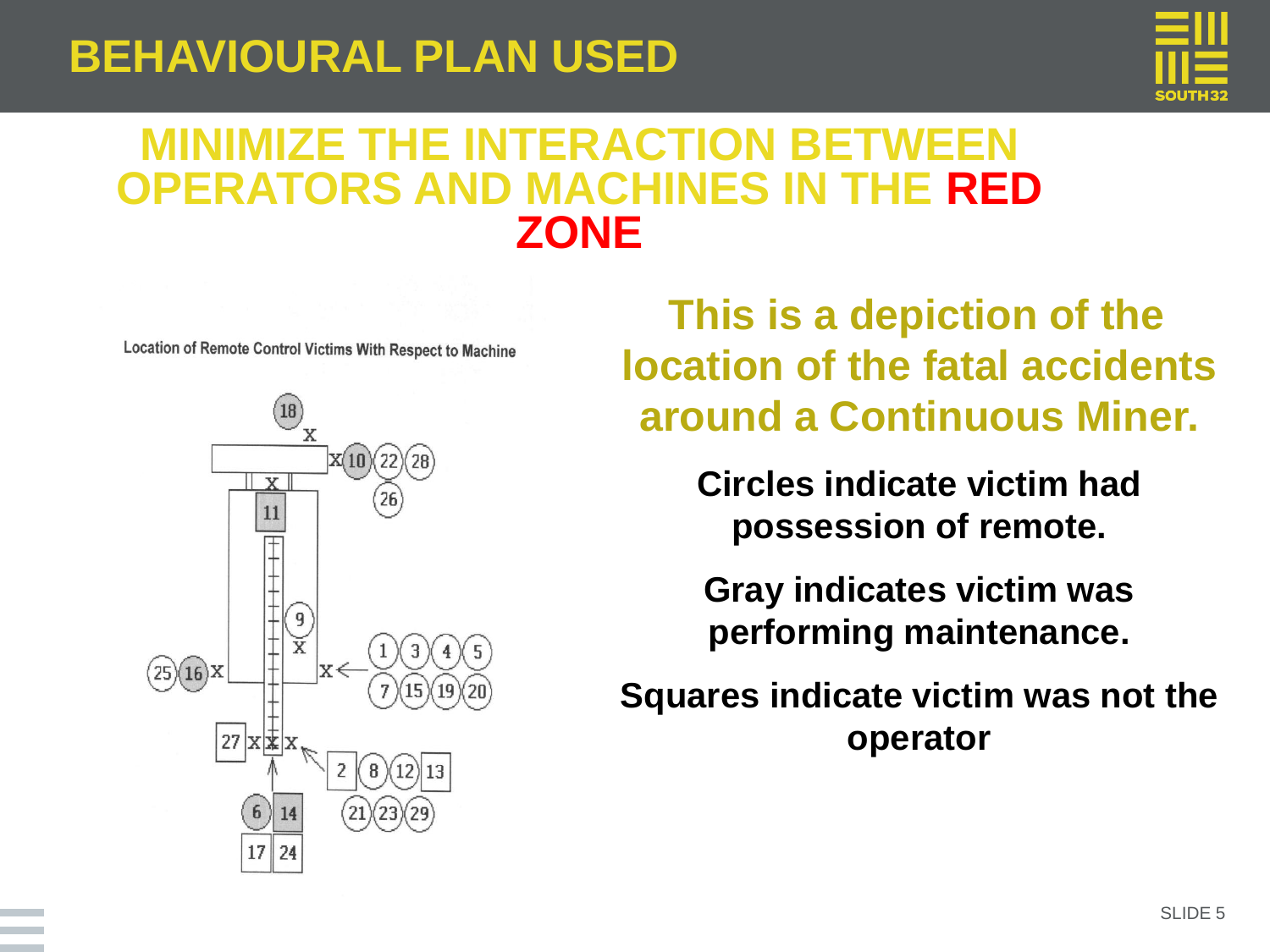# BEHAVIOURAL PLAN USED

## MINIMIZE THE INTERACTION BETWEEN OPERATORS AND MACHINES IN THE RED ZONE

Location of Remote Control Victims With Respect to Machine

**This is a depiction of the location of the fatal accidents around a Continuous Miner.**

**Circles indicate victim had possession of remote.**

**Gray indicates victim was performing maintenance.**

**Squares indicate victim was not the operator**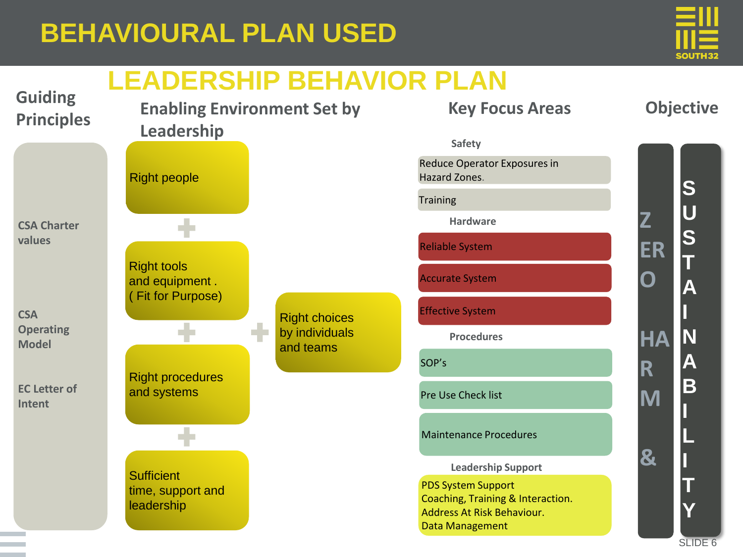# BEHAVIOURAL PLAN USED

## LEADERSHIP BEHAVIOR PLAN

### Guiding Principles

- CSA Charter values
- CSA Operating Model
- EC Letter of Intent

### Enabling Environment Set by Leadership

Right people

+

Right tools and equipment . ( Fit for Purpose)

+

Right procedures and systems

+

Sufficient time, support and leadership

+

Right choices by individuals and teams

### Key Focus Areas

**Safety**

- Reduce Operator Exposures in Hazard Zones.
- Training

**Hardware**

- Reliable System
- Accurate System
- Effective System

**Procedures**

- SOP's
- Pre Use Check list
- Maintenance Procedures

**Leadership Support**

- PDS System Support
- Coaching, Training & Interaction.
- Address At Risk Behaviour.
- Data Management

### Objective

ZERO HARM &

SUSTAINABILITY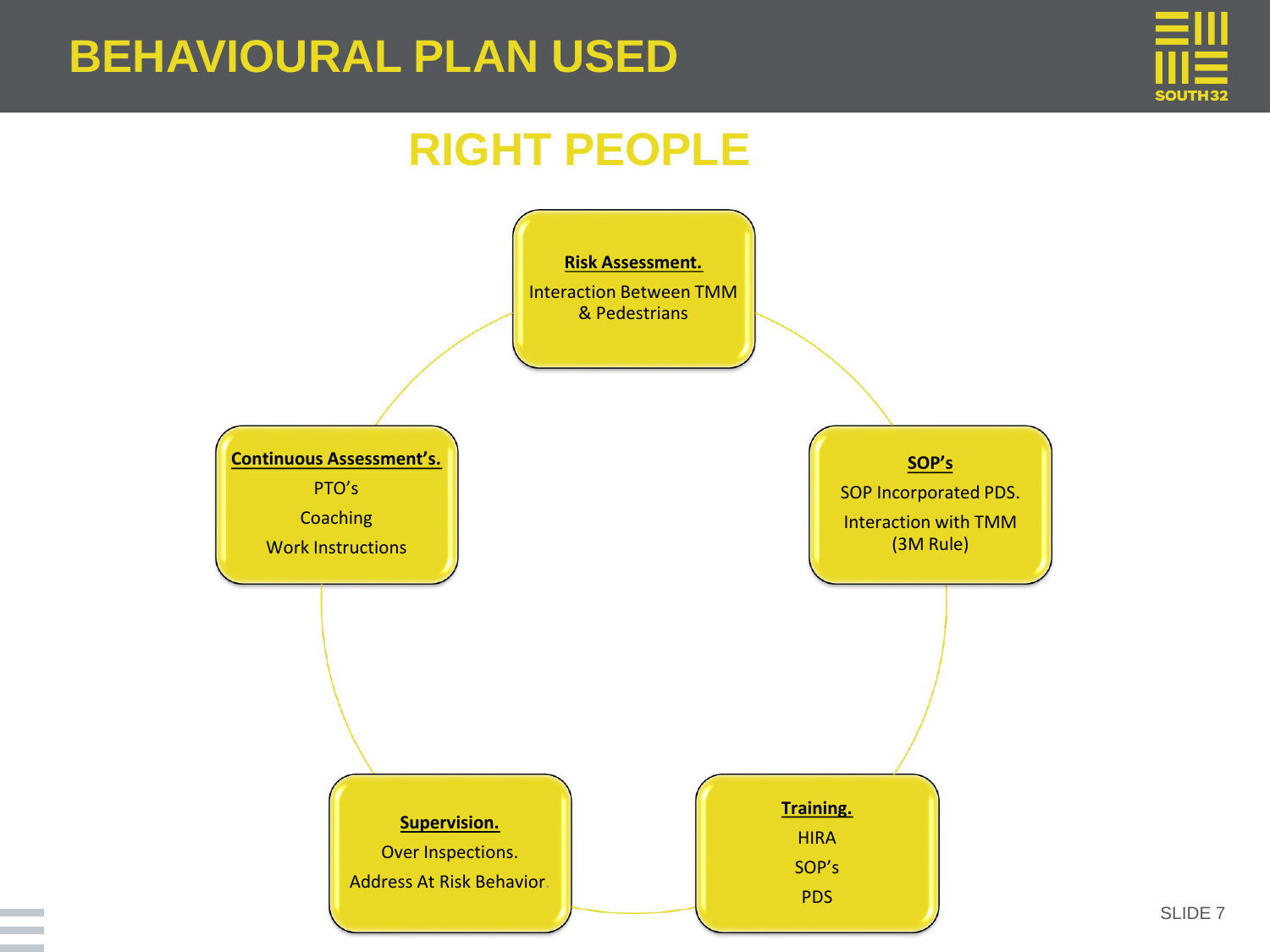# BEHAVIOURAL PLAN USED

## RIGHT PEOPLE

**Risk Assessment.**

Interaction Between TMM & Pedestrians

**SOP's**

SOP Incorporated PDS.

Interaction with TMM (3M Rule)

**Training.**

HIRA

SOP's

PDS

**Supervision.**

Over Inspections.

Address At Risk Behavior.

**Continuous Assessment's.**

PTO's

Coaching

Work Instructions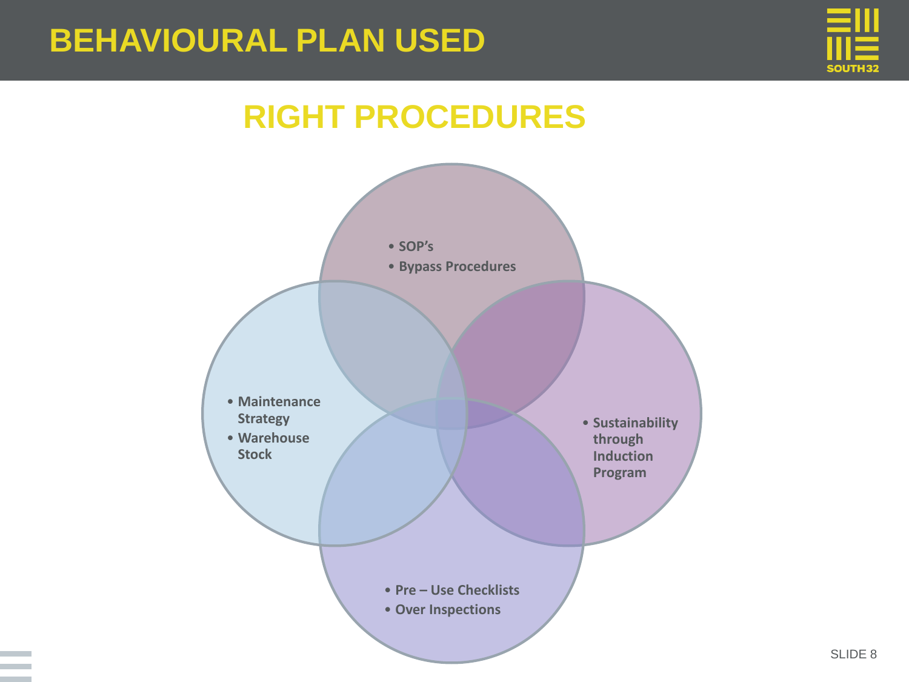# BEHAVIOURAL PLAN USED

## RIGHT PROCEDURES

- SOP's
- Bypass Procedures

- Maintenance Strategy
- Warehouse Stock

- Sustainability through Induction Program

- Pre – Use Checklists
- Over Inspections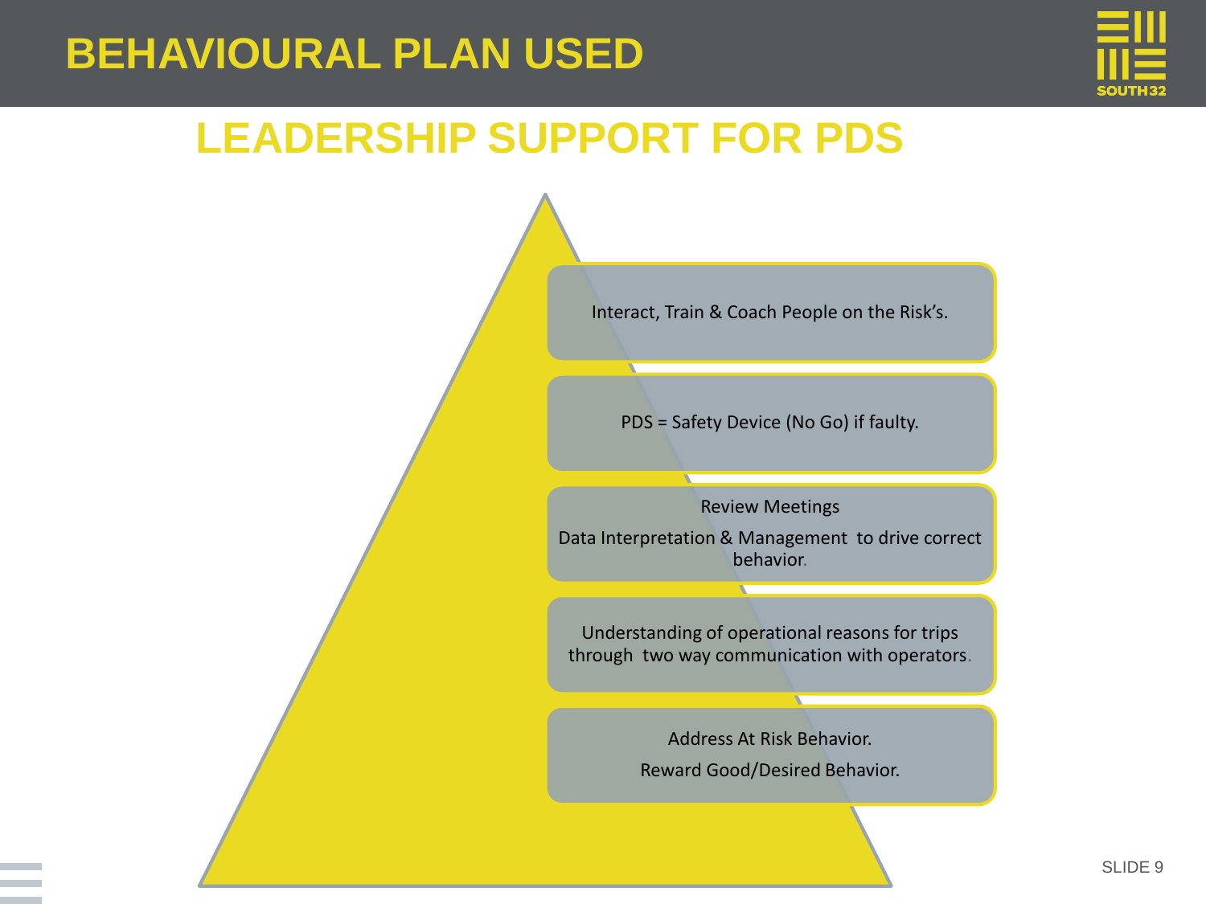# BEHAVIOURAL PLAN USED

## LEADERSHIP SUPPORT FOR PDS

- Interact, Train & Coach People on the Risk's.
- PDS = Safety Device (No Go) if faulty.
- Review Meetings

  Data Interpretation & Management to drive correct behavior.
- Understanding of operational reasons for trips through two way communication with operators.
- Address At Risk Behavior.

  Reward Good/Desired Behavior.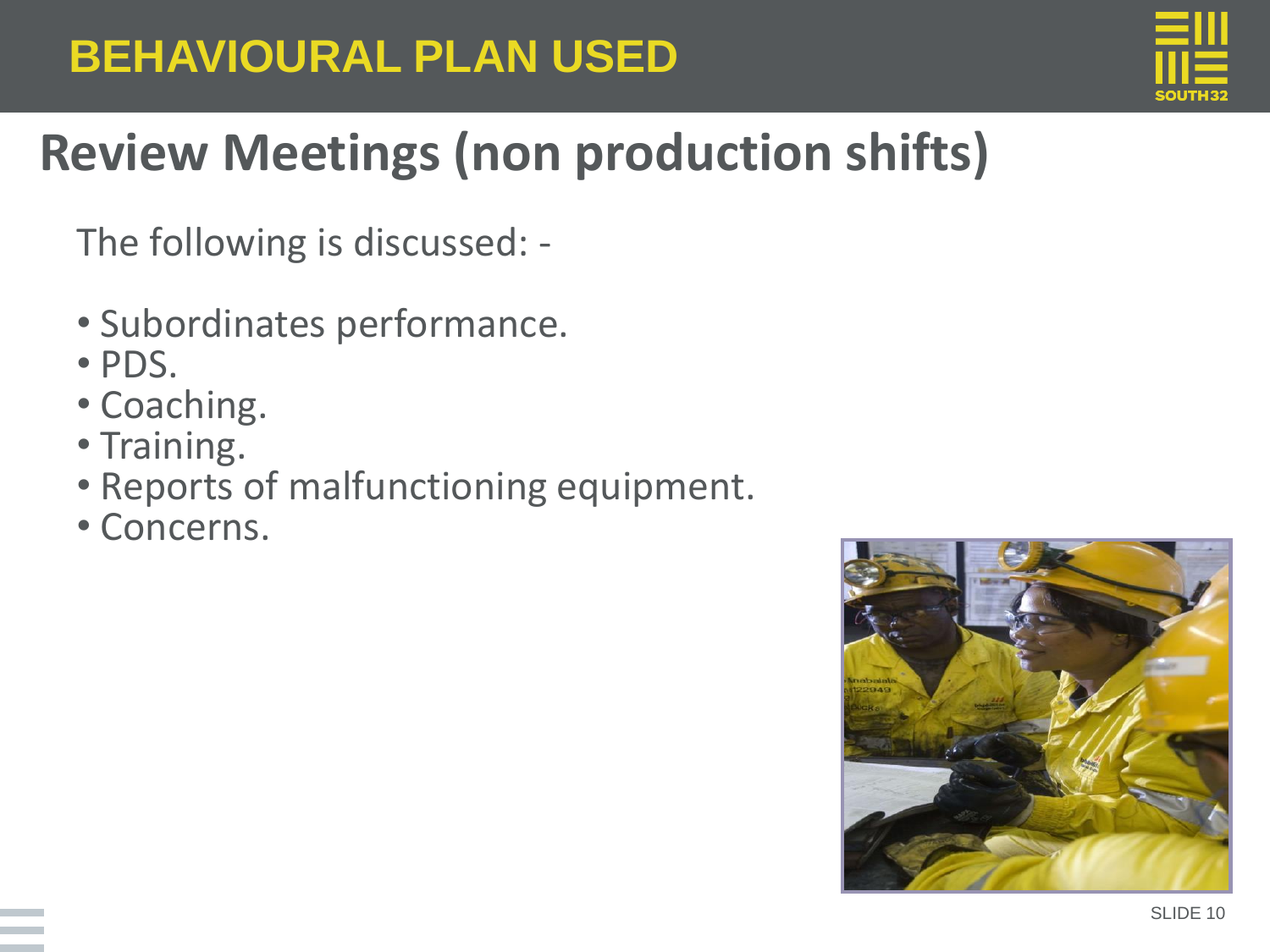# BEHAVIOURAL PLAN USED

## Review Meetings (non production shifts)

The following is discussed: -

- Subordinates performance.
- PDS.
- Coaching.
- Training.
- Reports of malfunctioning equipment.
- Concerns.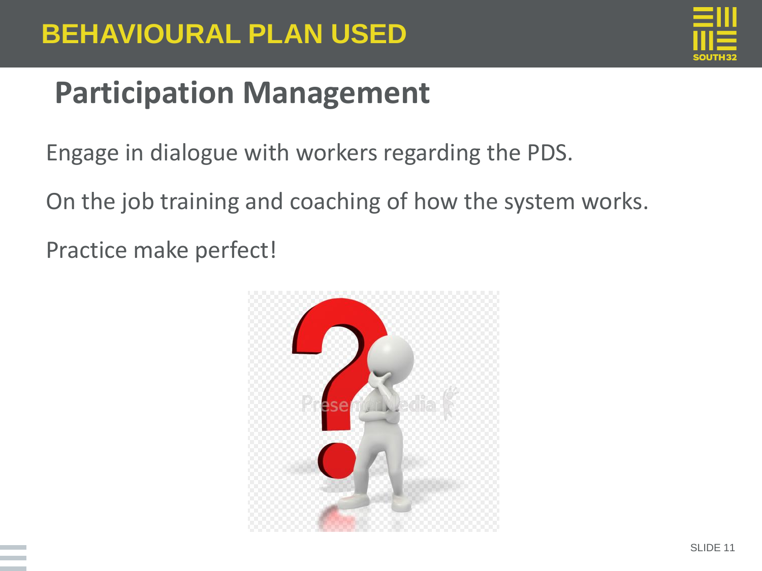# BEHAVIOURAL PLAN USED

## Participation Management

Engage in dialogue with workers regarding the PDS.

On the job training and coaching of how the system works.

Practice make perfect!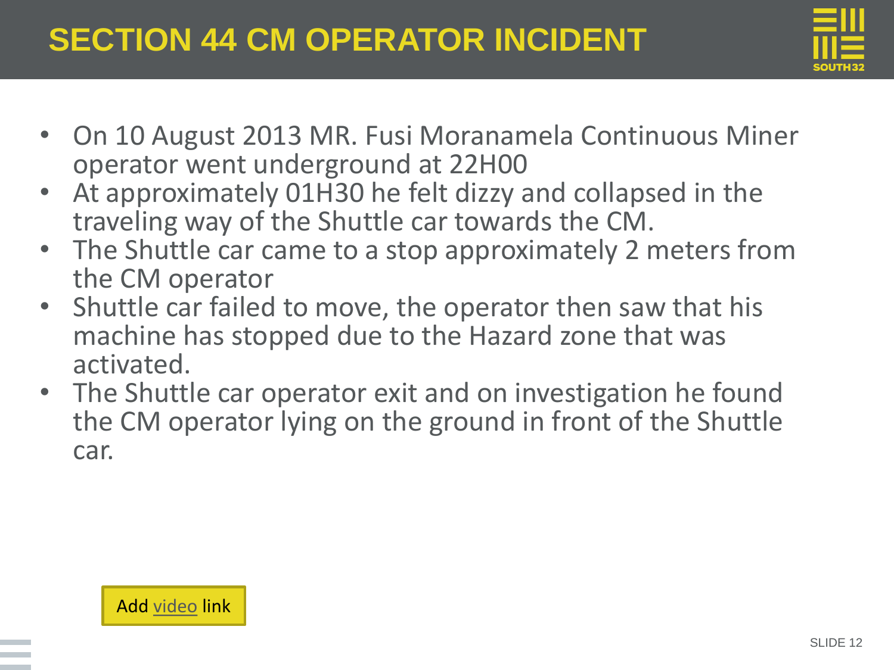# SECTION 44 CM OPERATOR INCIDENT

- On 10 August 2013 MR. Fusi Moranamela Continuous Miner operator went underground at 22H00
- At approximately 01H30 he felt dizzy and collapsed in the traveling way of the Shuttle car towards the CM.
- The Shuttle car came to a stop approximately 2 meters from the CM operator
- Shuttle car failed to move, the operator then saw that his machine has stopped due to the Hazard zone that was activated.
- The Shuttle car operator exit and on investigation he found the CM operator lying on the ground in front of the Shuttle car.

Add video link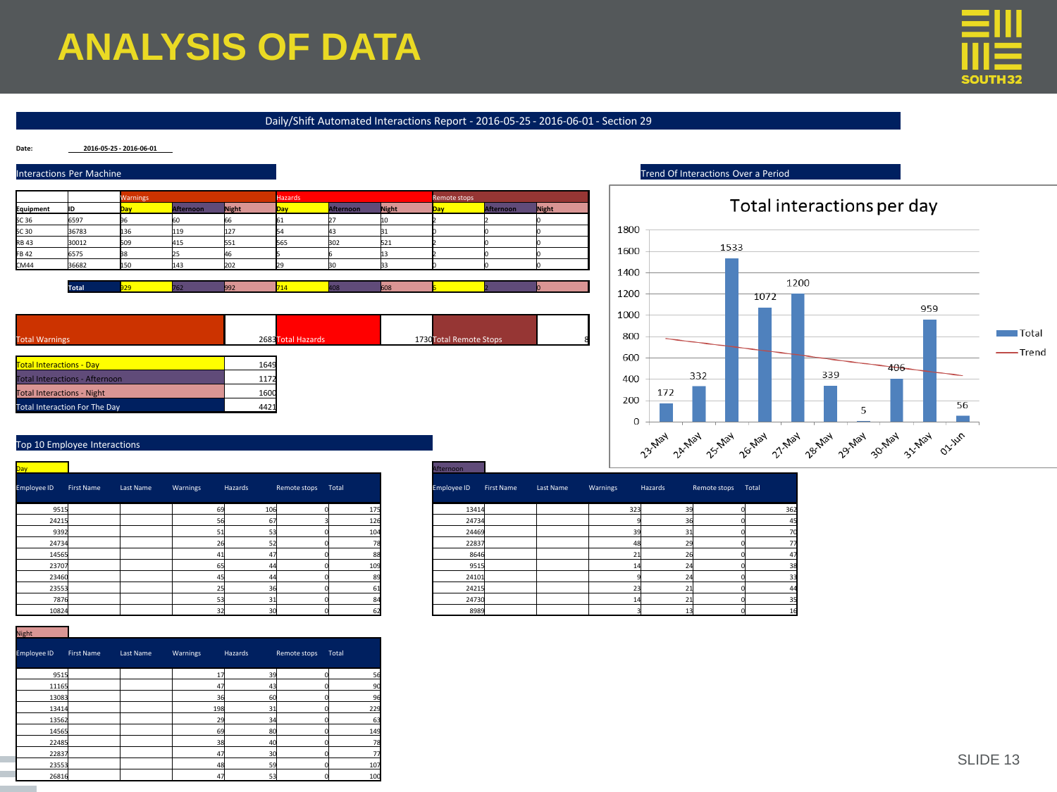# ANALYSIS OF DATA

## Daily/Shift Automated Interactions Report - 2016-05-25 - 2016-06-01 - Section 29

**Date:** 2016-05-25 - 2016-06-01

### Interactions Per Machine

| | | Warnings | | | Hazards | | | Remote stops | | |
|---|---|---|---|---|---|---|---|---|---|---|
| Equipment | ID | Day | Afternoon | Night | Day | Afternoon | Night | Day | Afternoon | Night |
| SC 36 | 6597 | 36 | 60 | 66 | 61 | 27 | 10 | 2 | 2 | 0 |
| SC 30 | 36783 | 136 | 119 | 127 | 54 | 43 | 31 | 0 | 0 | 0 |
| RB 43 | 30012 | 509 | 415 | 551 | 565 | 302 | 521 | 2 | 0 | 0 |
| FB 42 | 6575 | 38 | 25 | 46 | 5 | 6 | 13 | 2 | 0 | 0 |
| CM44 | 36682 | 150 | 143 | 202 | 29 | 30 | 33 | 0 | 0 | 0 |
| | Total | 929 | 762 | 992 | 714 | 408 | 608 | 6 | 2 | 0 |

| | |
|---|---|
| Total Warnings | 2683 |
| Total Hazards | 1730 |
| Total Remote Stops | 8 |

| | |
|---|---|
| Total Interactions - Day | 1649 |
| Total Interactions - Afternoon | 1172 |
| Total Interactions - Night | 1600 |
| Total Interaction For The Day | 4421 |

### Trend Of Interactions Over a Period

**Total interactions per day**

| Date | Total |
|---|---|
| 23-May | 172 |
| 24-May | 332 |
| 25-May | 1533 |
| 26-May | 1072 |
| 27-May | 1200 |
| 28-May | 339 |
| 29-May | 5 |
| 30-May | 406 |
| 31-May | 959 |
| 01-Jun | 56 |

Legend: Total, Trend

### Top 10 Employee Interactions

**Day**

| Employee ID | First Name | Last Name | Warnings | Hazards | Remote stops | Total |
|---|---|---|---|---|---|---|
| 9515 | | | 69 | 106 | 0 | 175 |
| 24215 | | | 56 | 67 | 3 | 126 |
| 9392 | | | 51 | 53 | 0 | 104 |
| 24734 | | | 26 | 52 | 0 | 78 |
| 14565 | | | 41 | 47 | 0 | 88 |
| 23707 | | | 65 | 44 | 0 | 109 |
| 23460 | | | 45 | 44 | 0 | 89 |
| 23553 | | | 25 | 36 | 0 | 61 |
| 7876 | | | 53 | 31 | 0 | 84 |
| 10824 | | | 32 | 30 | 0 | 62 |

**Afternoon**

| Employee ID | First Name | Last Name | Warnings | Hazards | Remote stops | Total |
|---|---|---|---|---|---|---|
| 13414 | | | 323 | 39 | 0 | 362 |
| 24734 | | | 9 | 36 | 0 | 45 |
| 24469 | | | 39 | 31 | 0 | 70 |
| 22837 | | | 48 | 29 | 0 | 77 |
| 8646 | | | 21 | 26 | 0 | 47 |
| 9515 | | | 14 | 24 | 0 | 38 |
| 24101 | | | 9 | 24 | 0 | 33 |
| 24215 | | | 23 | 21 | 0 | 44 |
| 24730 | | | 14 | 21 | 0 | 35 |
| 8989 | | | 3 | 13 | 0 | 16 |

**Night**

| Employee ID | First Name | Last Name | Warnings | Hazards | Remote stops | Total |
|---|---|---|---|---|---|---|
| 9515 | | | 17 | 39 | 0 | 56 |
| 11165 | | | 47 | 43 | 0 | 90 |
| 13083 | | | 36 | 60 | 0 | 96 |
| 13414 | | | 198 | 31 | 0 | 229 |
| 13562 | | | 29 | 34 | 0 | 63 |
| 14565 | | | 69 | 80 | 0 | 149 |
| 22485 | | | 38 | 40 | 0 | 78 |
| 22837 | | | 47 | 30 | 0 | 77 |
| 23553 | | | 48 | 59 | 0 | 107 |
| 26816 | | | 47 | 53 | 0 | 100 |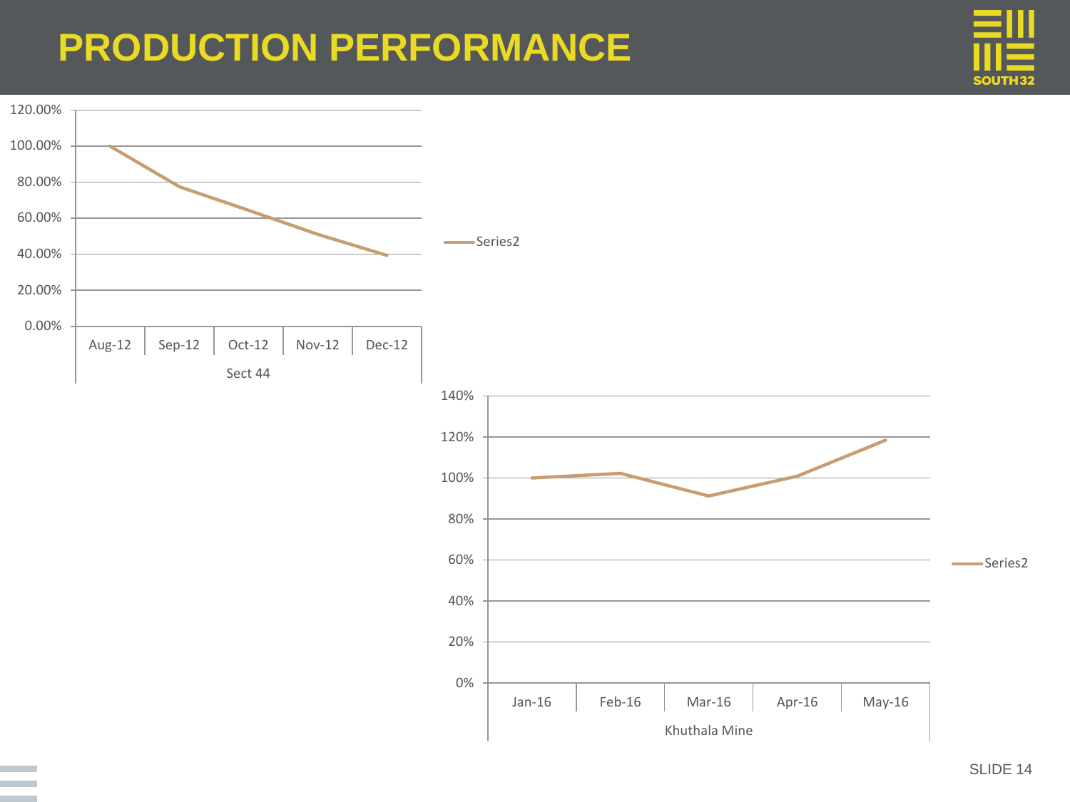# PRODUCTION PERFORMANCE

120.00%
100.00%
80.00%
60.00%
40.00%
20.00%
0.00%

Aug-12 Sep-12 Oct-12 Nov-12 Dec-12

Sect 44

Series2

140%
120%
100%
80%
60%
40%
20%
0%

Jan-16 Feb-16 Mar-16 Apr-16 May-16

Khuthala Mine

Series2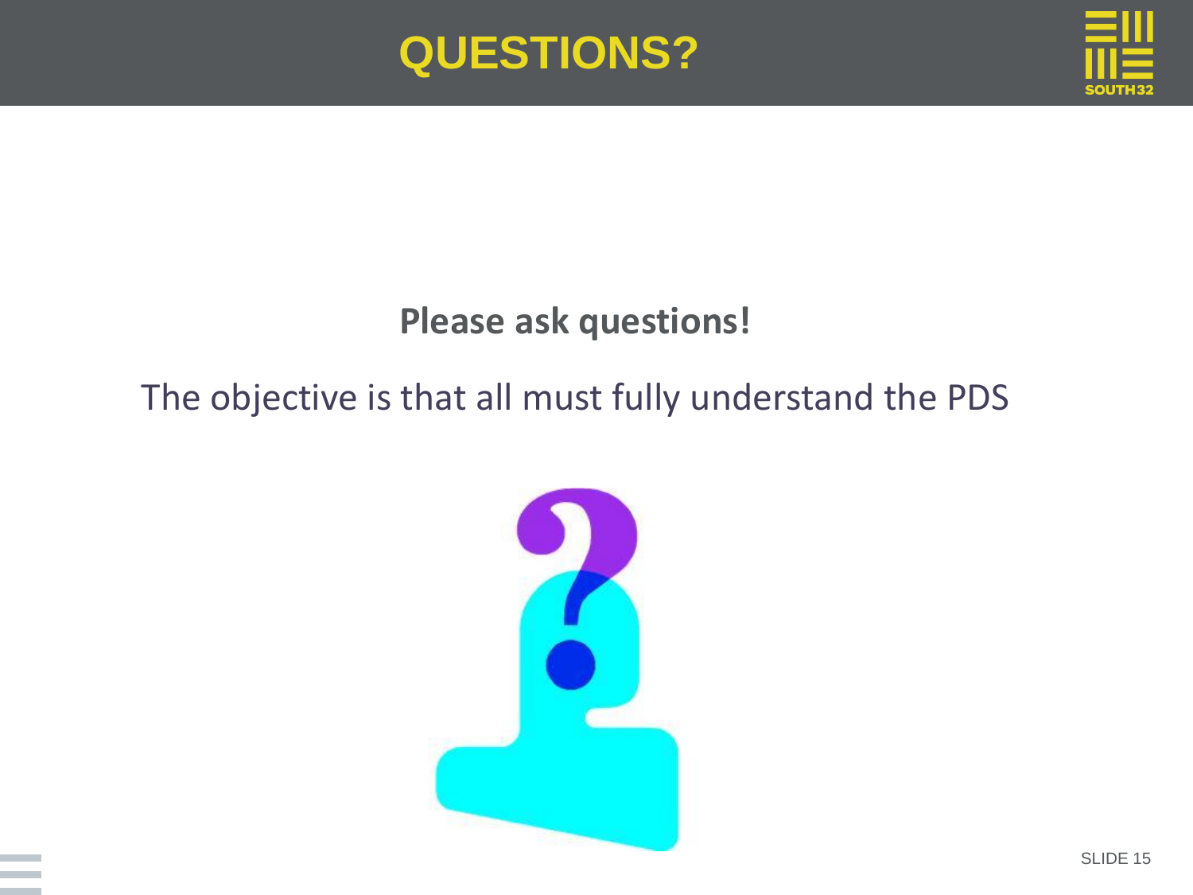# QUESTIONS?

**Please ask questions!**

The objective is that all must fully understand the PDS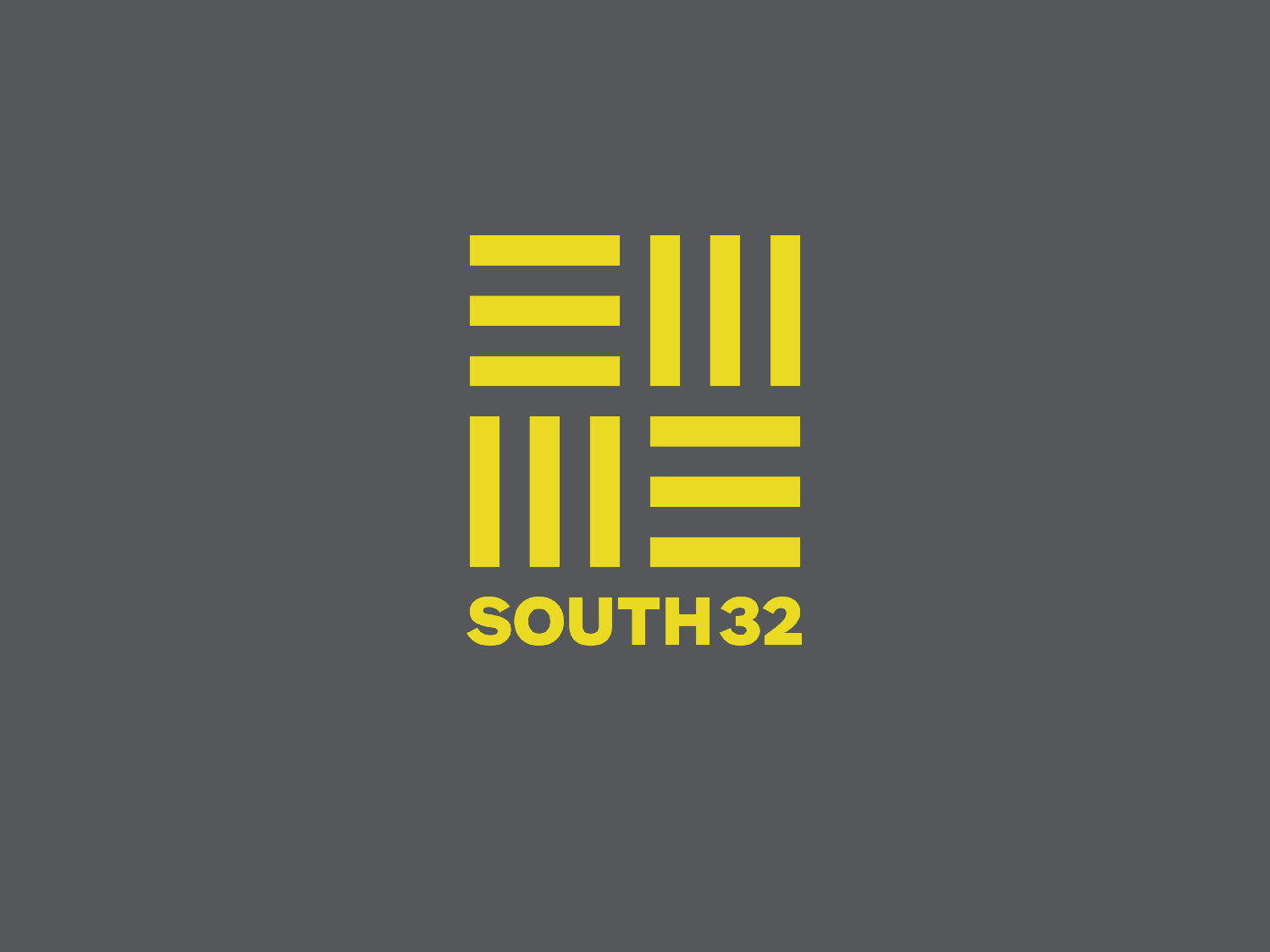SOUTH32